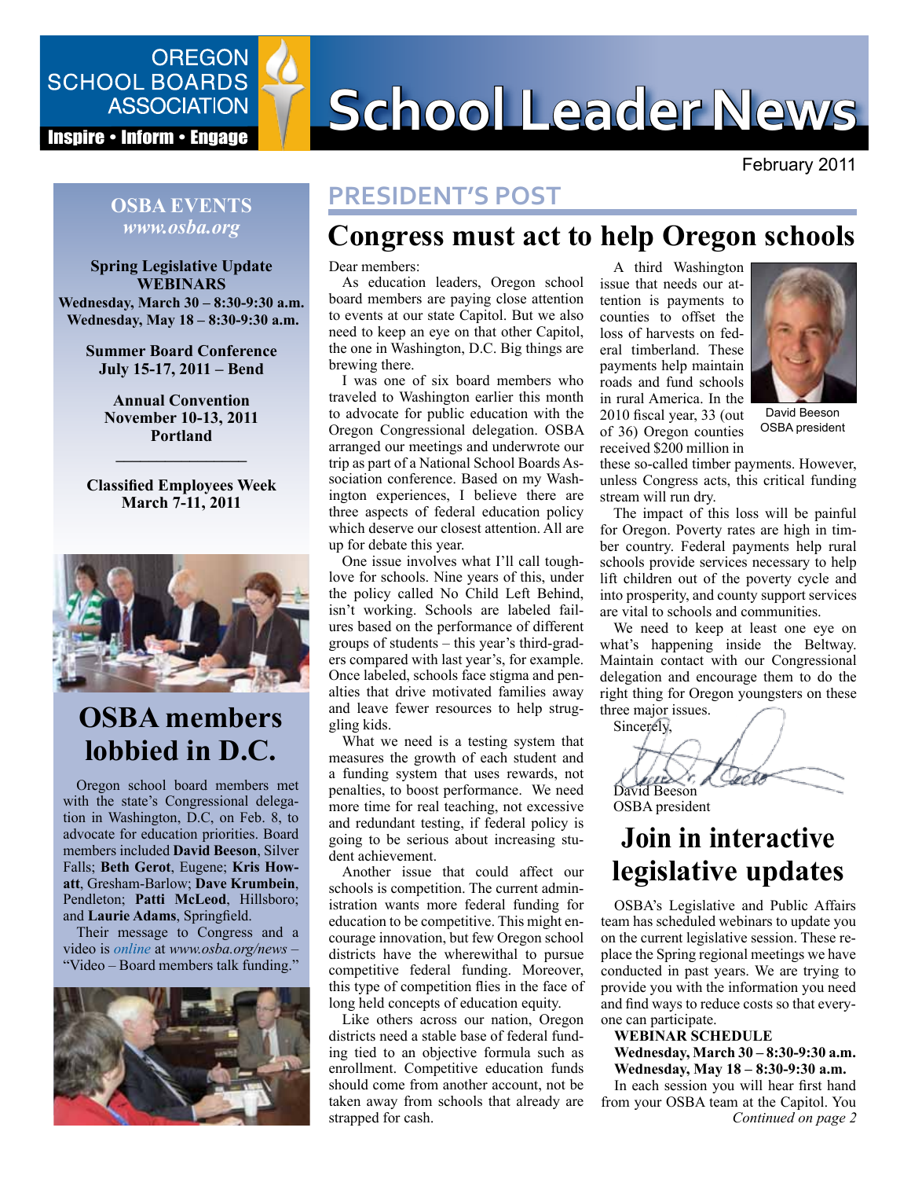# School Leader News

OREGON SCHOOL BOARDS ASSOCIATION

Inspire • Inform • Engage

February 2011

## PRESIDENT'S POST

# Congress must act to help Oregon schools

Dear members:

As education leaders, Oregon school board members are paying close attention to events at our state Capitol. But we also need to keep an eye on that other Capitol, the one in Washington, D.C. Big things are brewing there.

I was one of six board members who traveled to Washington earlier this month to advocate for public education with the Oregon Congressional delegation. OSBA arranged our meetings and underwrote our trip as part of a National School Boards Association conference. Based on my Washington experiences, I believe there are three aspects of federal education policy which deserve our closest attention. All are up for debate this year.

One issue involves what I'll call tough-love for schools. Nine years of this, under the policy called No Child Left Behind, isn't working. Schools are labeled failures based on the performance of different groups of students – this year's third-graders compared with last year's, for example. Once labeled, schools face stigma and penalties that drive motivated families away and leave fewer resources to help struggling kids.

What we need is a testing system that measures the growth of each student and a funding system that uses rewards, not penalties, to boost performance. We need more time for real teaching, not excessive and redundant testing, if federal policy is going to be serious about increasing student achievement.

Another issue that could affect our schools is competition. The current administration wants more federal funding for education to be competitive. This might encourage innovation, but few Oregon school districts have the wherewithal to pursue competitive federal funding. Moreover, this type of competition flies in the face of long held concepts of education equity.

Like others across our nation, Oregon districts need a stable base of federal funding tied to an objective formula such as enrollment. Competitive education funds should come from another account, not be taken away from schools that already are strapped for cash.

A third Washington issue that needs our attention is payments to counties to offset the loss of harvests on federal timberland. These payments help maintain roads and fund schools in rural America. In the 2010 fiscal year, 33 (out of 36) Oregon counties received $200 million in these so-called timber payments. However, unless Congress acts, this critical funding stream will run dry.

David Beeson
OSBA president

The impact of this loss will be painful for Oregon. Poverty rates are high in timber country. Federal payments help rural schools provide services necessary to help lift children out of the poverty cycle and into prosperity, and county support services are vital to schools and communities.

We need to keep at least one eye on what's happening inside the Beltway. Maintain contact with our Congressional delegation and encourage them to do the right thing for Oregon youngsters on these three major issues.

Sincerely,

David Beeson
OSBA president

# Join in interactive legislative updates

OSBA's Legislative and Public Affairs team has scheduled webinars to update you on the current legislative session. These replace the Spring regional meetings we have conducted in past years. We are trying to provide you with the information you need and find ways to reduce costs so that everyone can participate.

**WEBINAR SCHEDULE**
**Wednesday, March 30 – 8:30-9:30 a.m.**
**Wednesday, May 18 – 8:30-9:30 a.m.**

In each session you will hear first hand from your OSBA team at the Capitol. You

*Continued on page 2*

---

**OSBA EVENTS**
*www.osba.org*

**Spring Legislative Update WEBINARS**
**Wednesday, March 30 – 8:30-9:30 a.m.**
**Wednesday, May 18 – 8:30-9:30 a.m.**

**Summer Board Conference**
**July 15-17, 2011 – Bend**

**Annual Convention**
**November 10-13, 2011**
**Portland**

---

**Classified Employees Week**
**March 7-11, 2011**

# OSBA members lobbied in D.C.

Oregon school board members met with the state's Congressional delegation in Washington, D.C, on Feb. 8, to advocate for education priorities. Board members included **David Beeson**, Silver Falls; **Beth Gerot**, Eugene; **Kris Howatt**, Gresham-Barlow; **Dave Krumbein**, Pendleton; **Patti McLeod**, Hillsboro; and **Laurie Adams**, Springfield.

Their message to Congress and a video is *online* at *www.osba.org/news* – "Video – Board members talk funding."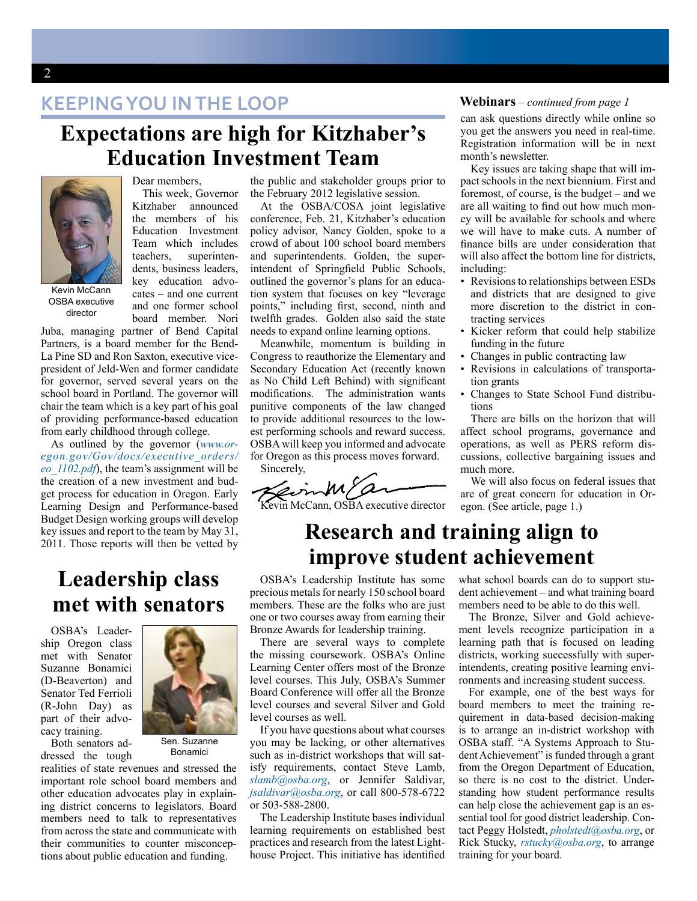## KEEPING YOU IN THE LOOP

# Expectations are high for Kitzhaber's Education Investment Team

Kevin McCann OSBA executive director

Dear members,

This week, Governor Kitzhaber announced the members of his Education Investment Team which includes teachers, superintendents, business leaders, key education advocates – and one current and one former school board member. Nori Juba, managing partner of Bend Capital Partners, is a board member for the Bend-La Pine SD and Ron Saxton, executive vice-president of Jeld-Wen and former candidate for governor, served several years on the school board in Portland. The governor will chair the team which is a key part of his goal of providing performance-based education from early childhood through college.

As outlined by the governor (*www.oregon.gov/Gov/docs/executive_orders/eo_1102.pdf*), the team's assignment will be the creation of a new investment and budget process for education in Oregon. Early Learning Design and Performance-based Budget Design working groups will develop key issues and report to the team by May 31, 2011. Those reports will then be vetted by the public and stakeholder groups prior to the February 2012 legislative session.

At the OSBA/COSA joint legislative conference, Feb. 21, Kitzhaber's education policy advisor, Nancy Golden, spoke to a crowd of about 100 school board members and superintendents. Golden, the superintendent of Springfield Public Schools, outlined the governor's plans for an education system that focuses on key "leverage points," including first, second, ninth and twelfth grades. Golden also said the state needs to expand online learning options.

Meanwhile, momentum is building in Congress to reauthorize the Elementary and Secondary Education Act (recently known as No Child Left Behind) with significant modifications. The administration wants punitive components of the law changed to provide additional resources to the lowest performing schools and reward success. OSBA will keep you informed and advocate for Oregon as this process moves forward.

Sincerely,

Kevin McCann, OSBA executive director

**Webinars** – *continued from page 1*

can ask questions directly while online so you get the answers you need in real-time. Registration information will be in next month's newsletter.

Key issues are taking shape that will impact schools in the next biennium. First and foremost, of course, is the budget – and we are all waiting to find out how much money will be available for schools and where we will have to make cuts. A number of finance bills are under consideration that will also affect the bottom line for districts, including:

- Revisions to relationships between ESDs and districts that are designed to give more discretion to the district in contracting services
- Kicker reform that could help stabilize funding in the future
- Changes in public contracting law
- Revisions in calculations of transportation grants
- Changes to State School Fund distributions

There are bills on the horizon that will affect school programs, governance and operations, as well as PERS reform discussions, collective bargaining issues and much more.

We will also focus on federal issues that are of great concern for education in Oregon. (See article, page 1.)

# Leadership class met with senators

OSBA's Leadership Oregon class met with Senator Suzanne Bonamici (D-Beaverton) and Senator Ted Ferrioli (R-John Day) as part of their advocacy training.

Sen. Suzanne Bonamici

Both senators addressed the tough realities of state revenues and stressed the important role school board members and other education advocates play in explaining district concerns to legislators. Board members need to talk to representatives from across the state and communicate with their communities to counter misconceptions about public education and funding.

# Research and training align to improve student achievement

OSBA's Leadership Institute has some precious metals for nearly 150 school board members. These are the folks who are just one or two courses away from earning their Bronze Awards for leadership training.

There are several ways to complete the missing coursework. OSBA's Online Learning Center offers most of the Bronze level courses. This July, OSBA's Summer Board Conference will offer all the Bronze level courses and several Silver and Gold level courses as well.

If you have questions about what courses you may be lacking, or other alternatives such as in-district workshops that satisfy requirements, contact Steve Lamb, *slamb@osba.org*, or Jennifer Saldivar, *jsaldivar@osba.org*, or call 800-578-6722 or 503-588-2800.

The Leadership Institute bases individual learning requirements on established best practices and research from the latest Lighthouse Project. This initiative has identified what school boards can do to support student achievement – and what training board members need to be able to do this well.

The Bronze, Silver and Gold achievement levels recognize participation in a learning path that is focused on leading districts, working successfully with superintendents, creating positive learning environments and increasing student success.

For example, one of the best ways for board members to meet the training requirement in data-based decision-making is to arrange an in-district workshop with OSBA staff. "A Systems Approach to Student Achievement" is funded through a grant from the Oregon Department of Education, so there is no cost to the district. Understanding how student performance results can help close the achievement gap is an essential tool for good district leadership. Contact Peggy Holstedt, *pholstedt@osba.org*, or Rick Stucky, *rstucky@osba.org*, to arrange training for your board.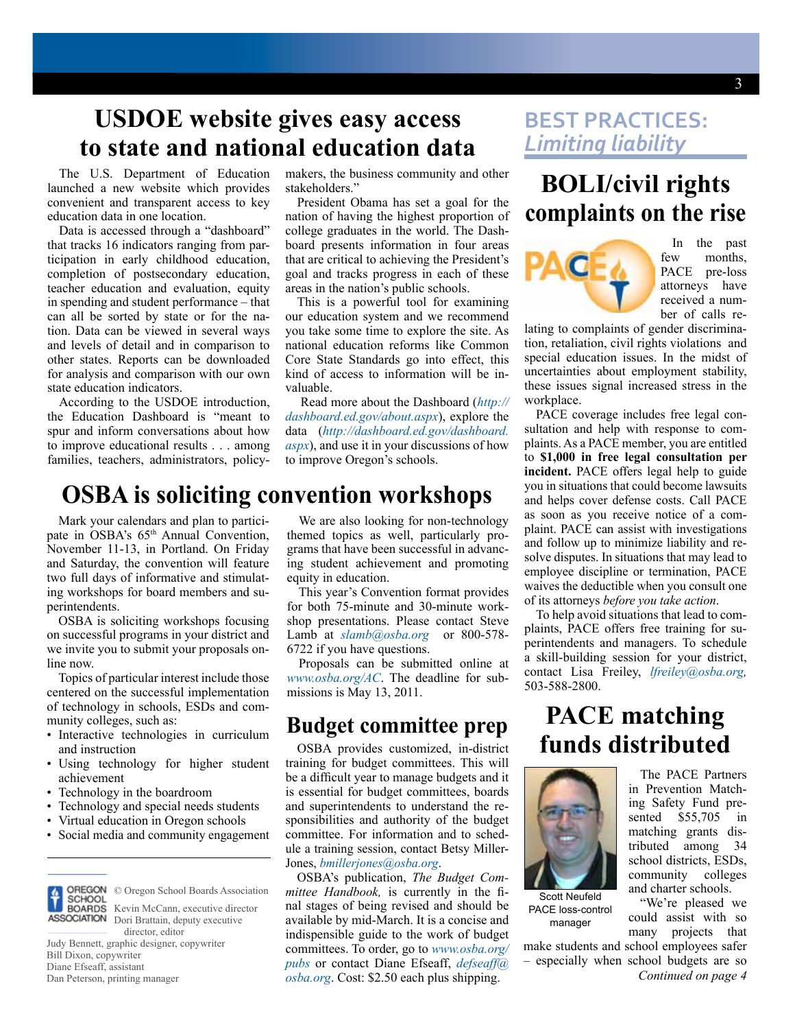# USDOE website gives easy access to state and national education data

The U.S. Department of Education launched a new website which provides convenient and transparent access to key education data in one location.

Data is accessed through a "dashboard" that tracks 16 indicators ranging from participation in early childhood education, completion of postsecondary education, teacher education and evaluation, equity in spending and student performance – that can all be sorted by state or for the nation. Data can be viewed in several ways and levels of detail and in comparison to other states. Reports can be downloaded for analysis and comparison with our own state education indicators.

According to the USDOE introduction, the Education Dashboard is "meant to spur and inform conversations about how to improve educational results . . . among families, teachers, administrators, policymakers, the business community and other stakeholders."

President Obama has set a goal for the nation of having the highest proportion of college graduates in the world. The Dashboard presents information in four areas that are critical to achieving the President's goal and tracks progress in each of these areas in the nation's public schools.

This is a powerful tool for examining our education system and we recommend you take some time to explore the site. As national education reforms like Common Core State Standards go into effect, this kind of access to information will be invaluable.

Read more about the Dashboard (*http://dashboard.ed.gov/about.aspx*), explore the data (*http://dashboard.ed.gov/dashboard.aspx*), and use it in your discussions of how to improve Oregon's schools.

# OSBA is soliciting convention workshops

Mark your calendars and plan to participate in OSBA's 65th Annual Convention, November 11-13, in Portland. On Friday and Saturday, the convention will feature two full days of informative and stimulating workshops for board members and superintendents.

OSBA is soliciting workshops focusing on successful programs in your district and we invite you to submit your proposals online now.

Topics of particular interest include those centered on the successful implementation of technology in schools, ESDs and community colleges, such as:

- Interactive technologies in curriculum and instruction
- Using technology for higher student achievement
- Technology in the boardroom
- Technology and special needs students
- Virtual education in Oregon schools
- Social media and community engagement

We are also looking for non-technology themed topics as well, particularly programs that have been successful in advancing student achievement and promoting equity in education.

This year's Convention format provides for both 75-minute and 30-minute workshop presentations. Please contact Steve Lamb at *slamb@osba.org* or 800-578-6722 if you have questions.

Proposals can be submitted online at *www.osba.org/AC*. The deadline for submissions is May 13, 2011.

## Budget committee prep

OSBA provides customized, in-district training for budget committees. This will be a difficult year to manage budgets and it is essential for budget committees, boards and superintendents to understand the responsibilities and authority of the budget committee. For information and to schedule a training session, contact Betsy Miller-Jones, *bmillerjones@osba.org*.

OSBA's publication, *The Budget Committee Handbook,* is currently in the final stages of being revised and should be available by mid-March. It is a concise and indispensible guide to the work of budget committees. To order, go to *www.osba.org/pubs* or contact Diane Efseaff, *defseaff@osba.org*. Cost: $2.50 each plus shipping.

© Oregon School Boards Association
Kevin McCann, executive director
Dori Brattain, deputy executive director, editor
Judy Bennett, graphic designer, copywriter
Bill Dixon, copywriter
Diane Efseaff, assistant
Dan Peterson, printing manager

## BEST PRACTICES: *Limiting liability*

# BOLI/civil rights complaints on the rise

In the past few months, PACE pre-loss attorneys have received a number of calls relating to complaints of gender discrimination, retaliation, civil rights violations and special education issues. In the midst of uncertainties about employment stability, these issues signal increased stress in the workplace.

PACE coverage includes free legal consultation and help with response to complaints. As a PACE member, you are entitled to **$1,000 in free legal consultation per incident.** PACE offers legal help to guide you in situations that could become lawsuits and helps cover defense costs. Call PACE as soon as you receive notice of a complaint. PACE can assist with investigations and follow up to minimize liability and resolve disputes. In situations that may lead to employee discipline or termination, PACE waives the deductible when you consult one of its attorneys *before you take action*.

To help avoid situations that lead to complaints, PACE offers free training for superintendents and managers. To schedule a skill-building session for your district, contact Lisa Freiley, *lfreiley@osba.org,* 503-588-2800.

# PACE matching funds distributed

Scott Neufeld
PACE loss-control manager

The PACE Partners in Prevention Matching Safety Fund presented $55,705 in matching grants distributed among 34 school districts, ESDs, community colleges and charter schools.

"We're pleased we could assist with so many projects that make students and school employees safer – especially when school budgets are so

*Continued on page 4*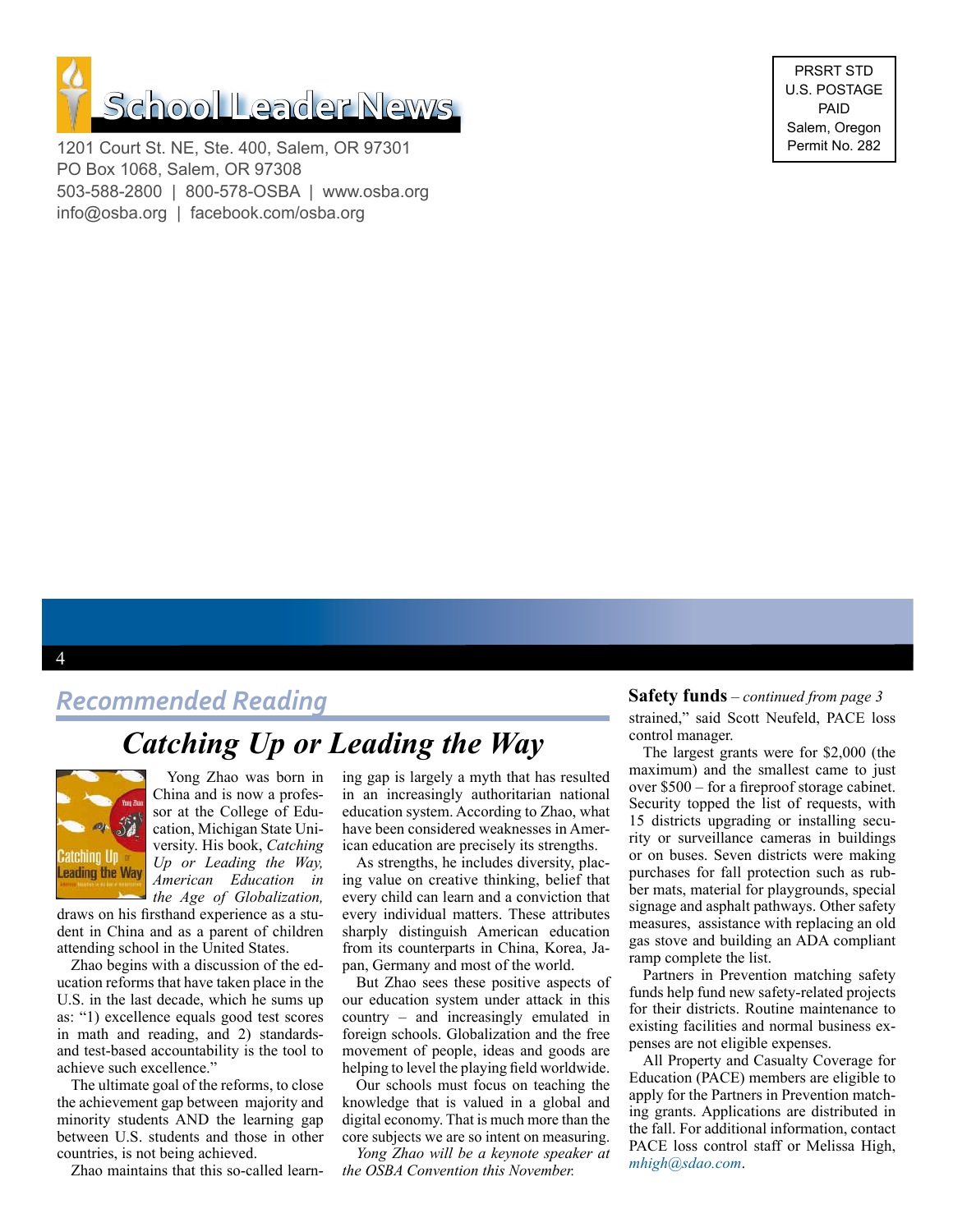# School Leader News

1201 Court St. NE, Ste. 400, Salem, OR 97301
PO Box 1068, Salem, OR 97308
503-588-2800 | 800-578-OSBA | www.osba.org
info@osba.org | facebook.com/osba.org

PRSRT STD
U.S. POSTAGE
PAID
Salem, Oregon
Permit No. 282

## Recommended Reading

### *Catching Up or Leading the Way*

Yong Zhao was born in China and is now a professor at the College of Education, Michigan State University. His book, *Catching Up or Leading the Way, American Education in the Age of Globalization,* draws on his firsthand experience as a student in China and as a parent of children attending school in the United States.

Zhao begins with a discussion of the education reforms that have taken place in the U.S. in the last decade, which he sums up as: "1) excellence equals good test scores in math and reading, and 2) standards- and test-based accountability is the tool to achieve such excellence."

The ultimate goal of the reforms, to close the achievement gap between majority and minority students AND the learning gap between U.S. students and those in other countries, is not being achieved.

Zhao maintains that this so-called learning gap is largely a myth that has resulted in an increasingly authoritarian national education system. According to Zhao, what have been considered weaknesses in American education are precisely its strengths.

As strengths, he includes diversity, placing value on creative thinking, belief that every child can learn and a conviction that every individual matters. These attributes sharply distinguish American education from its counterparts in China, Korea, Japan, Germany and most of the world.

But Zhao sees these positive aspects of our education system under attack in this country – and increasingly emulated in foreign schools. Globalization and the free movement of people, ideas and goods are helping to level the playing field worldwide.

Our schools must focus on teaching the knowledge that is valued in a global and digital economy. That is much more than the core subjects we are so intent on measuring.

*Yong Zhao will be a keynote speaker at the OSBA Convention this November.*

**Safety funds** – *continued from page 3*

strained," said Scott Neufeld, PACE loss control manager.

The largest grants were for $2,000 (the maximum) and the smallest came to just over $500 – for a fireproof storage cabinet. Security topped the list of requests, with 15 districts upgrading or installing security or surveillance cameras in buildings or on buses. Seven districts were making purchases for fall protection such as rubber mats, material for playgrounds, special signage and asphalt pathways. Other safety measures, assistance with replacing an old gas stove and building an ADA compliant ramp complete the list.

Partners in Prevention matching safety funds help fund new safety-related projects for their districts. Routine maintenance to existing facilities and normal business expenses are not eligible expenses.

All Property and Casualty Coverage for Education (PACE) members are eligible to apply for the Partners in Prevention matching grants. Applications are distributed in the fall. For additional information, contact PACE loss control staff or Melissa High, *mhigh@sdao.com*.